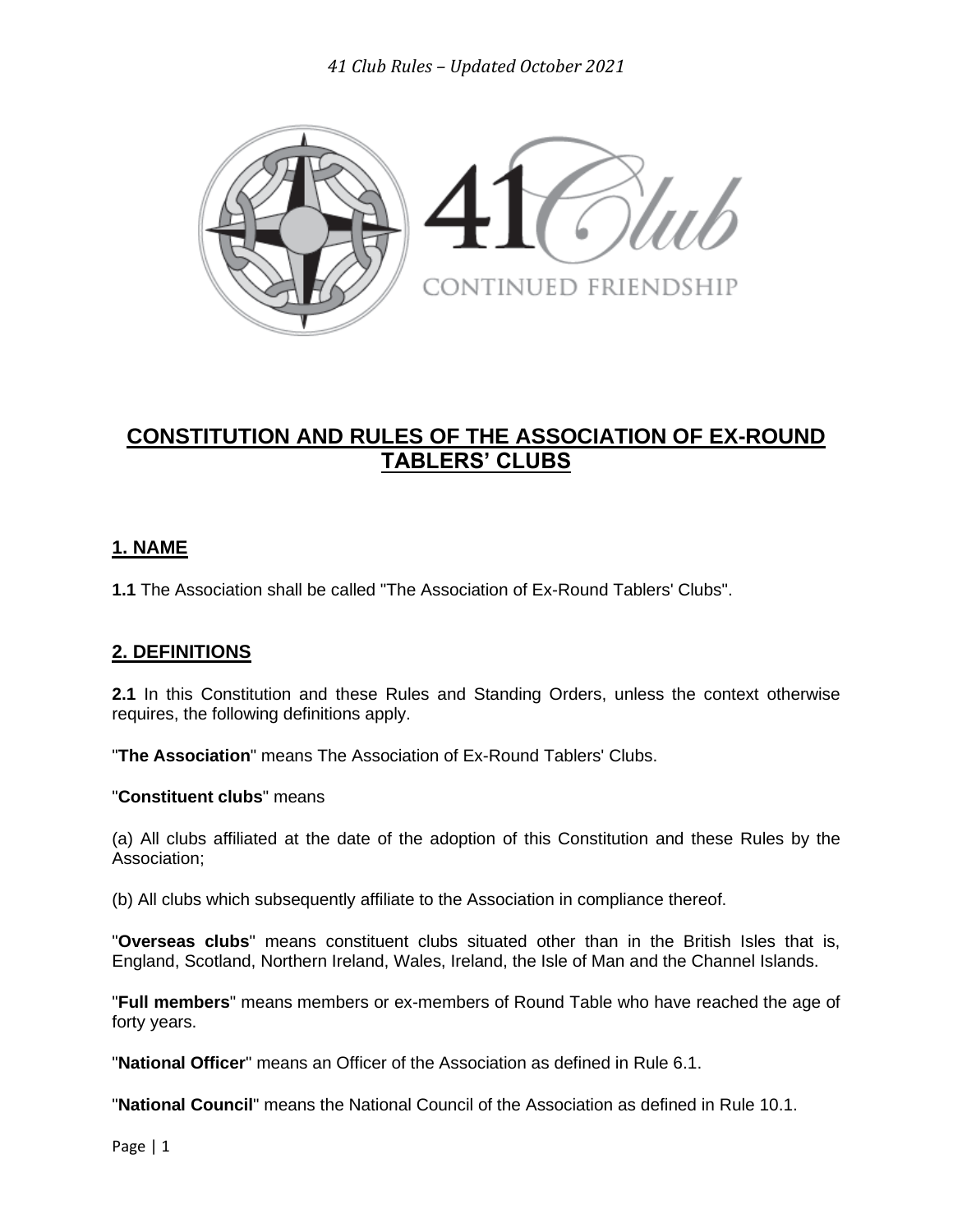# CONSTITUTION AND RULES OF THE ASSOCIATION OF EX-ROUND TABLERS' CLUBS

## 1. NAME

**1.1** The Association shall be called "The Association of Ex-Round Tablers' Clubs".

## 2. DEFINITIONS

**2.1** In this Constitution and these Rules and Standing Orders, unless the context otherwise requires, the following definitions apply.

"**The Association**" means The Association of Ex-Round Tablers' Clubs.

"**Constituent clubs**" means

(a) All clubs affiliated at the date of the adoption of this Constitution and these Rules by the Association;

(b) All clubs which subsequently affiliate to the Association in compliance thereof.

"**Overseas clubs**" means constituent clubs situated other than in the British Isles that is, England, Scotland, Northern Ireland, Wales, Ireland, the Isle of Man and the Channel Islands.

"**Full members**" means members or ex-members of Round Table who have reached the age of forty years.

"**National Officer**" means an Officer of the Association as defined in Rule 6.1.

"**National Council**" means the National Council of the Association as defined in Rule 10.1.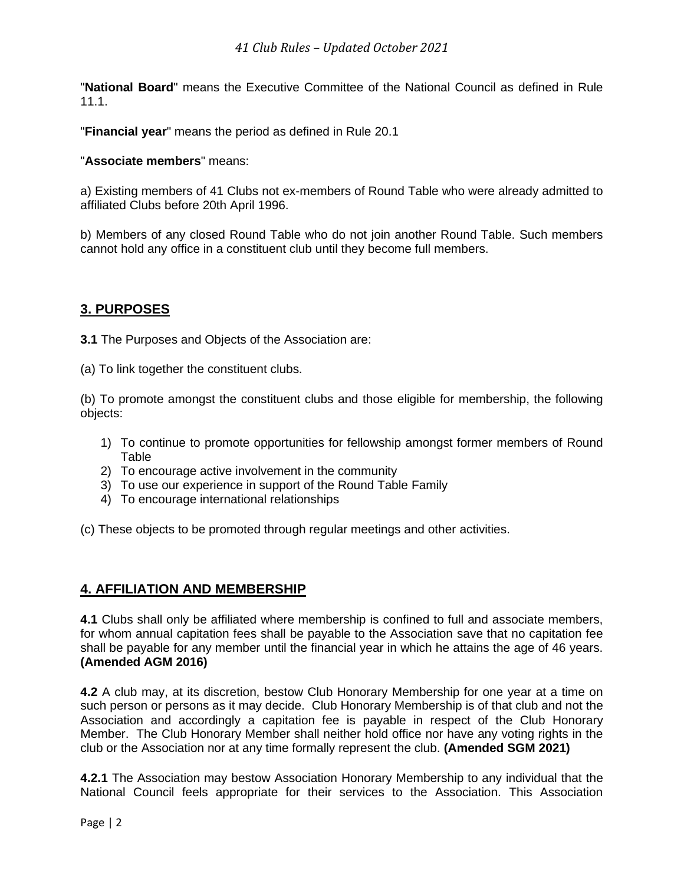"**National Board**" means the Executive Committee of the National Council as defined in Rule 11.1.

"**Financial year**" means the period as defined in Rule 20.1

"**Associate members**" means:

a) Existing members of 41 Clubs not ex-members of Round Table who were already admitted to affiliated Clubs before 20th April 1996.

b) Members of any closed Round Table who do not join another Round Table. Such members cannot hold any office in a constituent club until they become full members.

## 3. PURPOSES

**3.1** The Purposes and Objects of the Association are:

(a) To link together the constituent clubs.

(b) To promote amongst the constituent clubs and those eligible for membership, the following objects:

1) To continue to promote opportunities for fellowship amongst former members of Round Table
2) To encourage active involvement in the community
3) To use our experience in support of the Round Table Family
4) To encourage international relationships

(c) These objects to be promoted through regular meetings and other activities.

## 4. AFFILIATION AND MEMBERSHIP

**4.1** Clubs shall only be affiliated where membership is confined to full and associate members, for whom annual capitation fees shall be payable to the Association save that no capitation fee shall be payable for any member until the financial year in which he attains the age of 46 years. **(Amended AGM 2016)**

**4.2** A club may, at its discretion, bestow Club Honorary Membership for one year at a time on such person or persons as it may decide. Club Honorary Membership is of that club and not the Association and accordingly a capitation fee is payable in respect of the Club Honorary Member. The Club Honorary Member shall neither hold office nor have any voting rights in the club or the Association nor at any time formally represent the club. **(Amended SGM 2021)**

**4.2.1** The Association may bestow Association Honorary Membership to any individual that the National Council feels appropriate for their services to the Association. This Association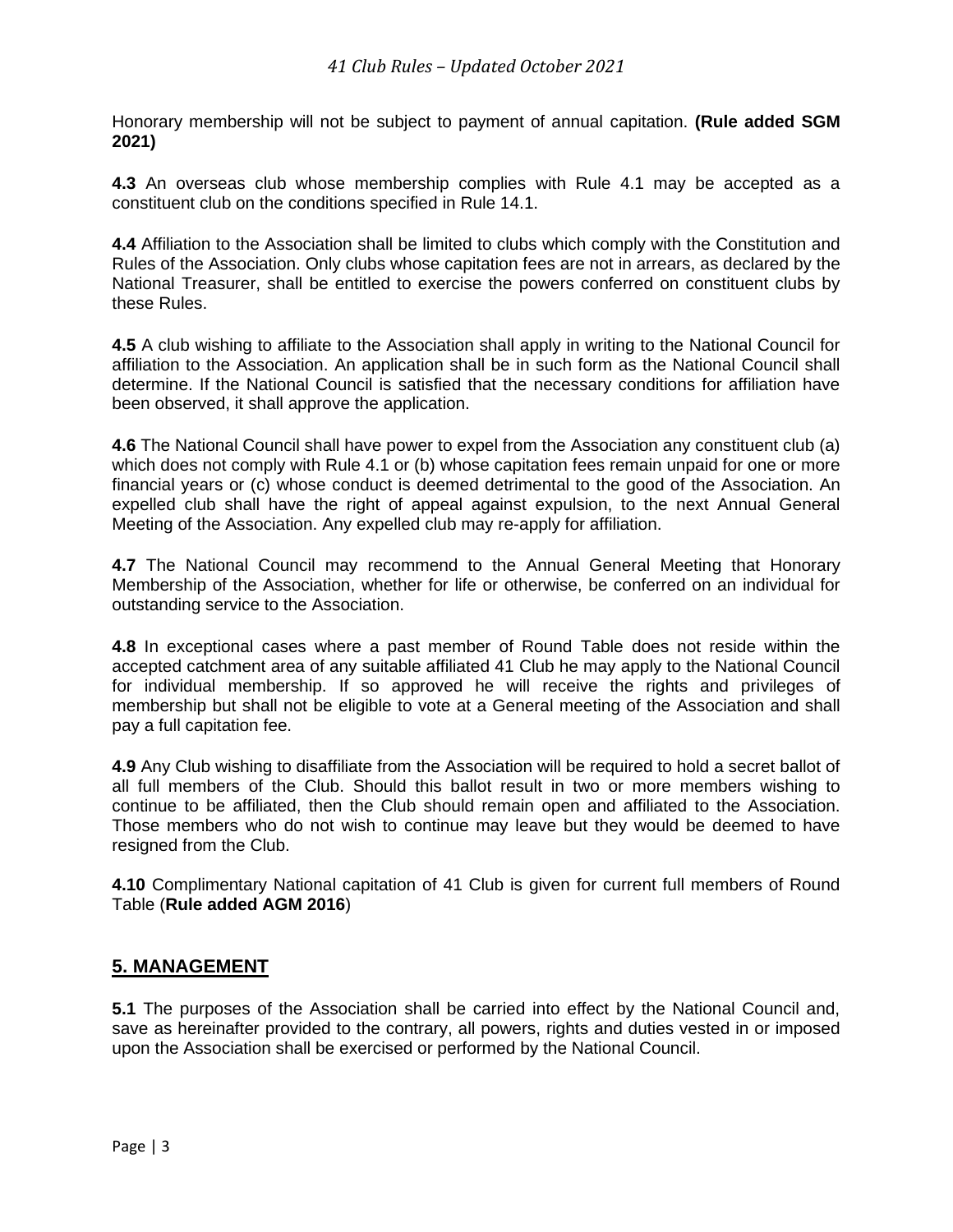Honorary membership will not be subject to payment of annual capitation. **(Rule added SGM 2021)**

**4.3** An overseas club whose membership complies with Rule 4.1 may be accepted as a constituent club on the conditions specified in Rule 14.1.

**4.4** Affiliation to the Association shall be limited to clubs which comply with the Constitution and Rules of the Association. Only clubs whose capitation fees are not in arrears, as declared by the National Treasurer, shall be entitled to exercise the powers conferred on constituent clubs by these Rules.

**4.5** A club wishing to affiliate to the Association shall apply in writing to the National Council for affiliation to the Association. An application shall be in such form as the National Council shall determine. If the National Council is satisfied that the necessary conditions for affiliation have been observed, it shall approve the application.

**4.6** The National Council shall have power to expel from the Association any constituent club (a) which does not comply with Rule 4.1 or (b) whose capitation fees remain unpaid for one or more financial years or (c) whose conduct is deemed detrimental to the good of the Association. An expelled club shall have the right of appeal against expulsion, to the next Annual General Meeting of the Association. Any expelled club may re-apply for affiliation.

**4.7** The National Council may recommend to the Annual General Meeting that Honorary Membership of the Association, whether for life or otherwise, be conferred on an individual for outstanding service to the Association.

**4.8** In exceptional cases where a past member of Round Table does not reside within the accepted catchment area of any suitable affiliated 41 Club he may apply to the National Council for individual membership. If so approved he will receive the rights and privileges of membership but shall not be eligible to vote at a General meeting of the Association and shall pay a full capitation fee.

**4.9** Any Club wishing to disaffiliate from the Association will be required to hold a secret ballot of all full members of the Club. Should this ballot result in two or more members wishing to continue to be affiliated, then the Club should remain open and affiliated to the Association. Those members who do not wish to continue may leave but they would be deemed to have resigned from the Club.

**4.10** Complimentary National capitation of 41 Club is given for current full members of Round Table (**Rule added AGM 2016**)

## 5. MANAGEMENT

**5.1** The purposes of the Association shall be carried into effect by the National Council and, save as hereinafter provided to the contrary, all powers, rights and duties vested in or imposed upon the Association shall be exercised or performed by the National Council.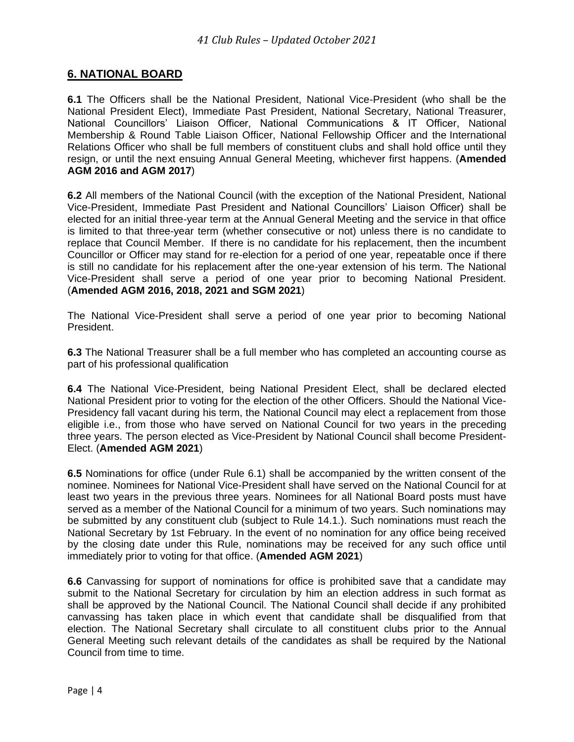## 6. NATIONAL BOARD

**6.1** The Officers shall be the National President, National Vice-President (who shall be the National President Elect), Immediate Past President, National Secretary, National Treasurer, National Councillors' Liaison Officer, National Communications & IT Officer, National Membership & Round Table Liaison Officer, National Fellowship Officer and the International Relations Officer who shall be full members of constituent clubs and shall hold office until they resign, or until the next ensuing Annual General Meeting, whichever first happens. (**Amended AGM 2016 and AGM 2017**)

**6.2** All members of the National Council (with the exception of the National President, National Vice-President, Immediate Past President and National Councillors' Liaison Officer) shall be elected for an initial three-year term at the Annual General Meeting and the service in that office is limited to that three-year term (whether consecutive or not) unless there is no candidate to replace that Council Member. If there is no candidate for his replacement, then the incumbent Councillor or Officer may stand for re-election for a period of one year, repeatable once if there is still no candidate for his replacement after the one-year extension of his term. The National Vice-President shall serve a period of one year prior to becoming National President. (**Amended AGM 2016, 2018, 2021 and SGM 2021**)

The National Vice-President shall serve a period of one year prior to becoming National President.

**6.3** The National Treasurer shall be a full member who has completed an accounting course as part of his professional qualification

**6.4** The National Vice-President, being National President Elect, shall be declared elected National President prior to voting for the election of the other Officers. Should the National Vice-Presidency fall vacant during his term, the National Council may elect a replacement from those eligible i.e., from those who have served on National Council for two years in the preceding three years. The person elected as Vice-President by National Council shall become President-Elect. (**Amended AGM 2021**)

**6.5** Nominations for office (under Rule 6.1) shall be accompanied by the written consent of the nominee. Nominees for National Vice-President shall have served on the National Council for at least two years in the previous three years. Nominees for all National Board posts must have served as a member of the National Council for a minimum of two years. Such nominations may be submitted by any constituent club (subject to Rule 14.1.). Such nominations must reach the National Secretary by 1st February. In the event of no nomination for any office being received by the closing date under this Rule, nominations may be received for any such office until immediately prior to voting for that office. (**Amended AGM 2021**)

**6.6** Canvassing for support of nominations for office is prohibited save that a candidate may submit to the National Secretary for circulation by him an election address in such format as shall be approved by the National Council. The National Council shall decide if any prohibited canvassing has taken place in which event that candidate shall be disqualified from that election. The National Secretary shall circulate to all constituent clubs prior to the Annual General Meeting such relevant details of the candidates as shall be required by the National Council from time to time.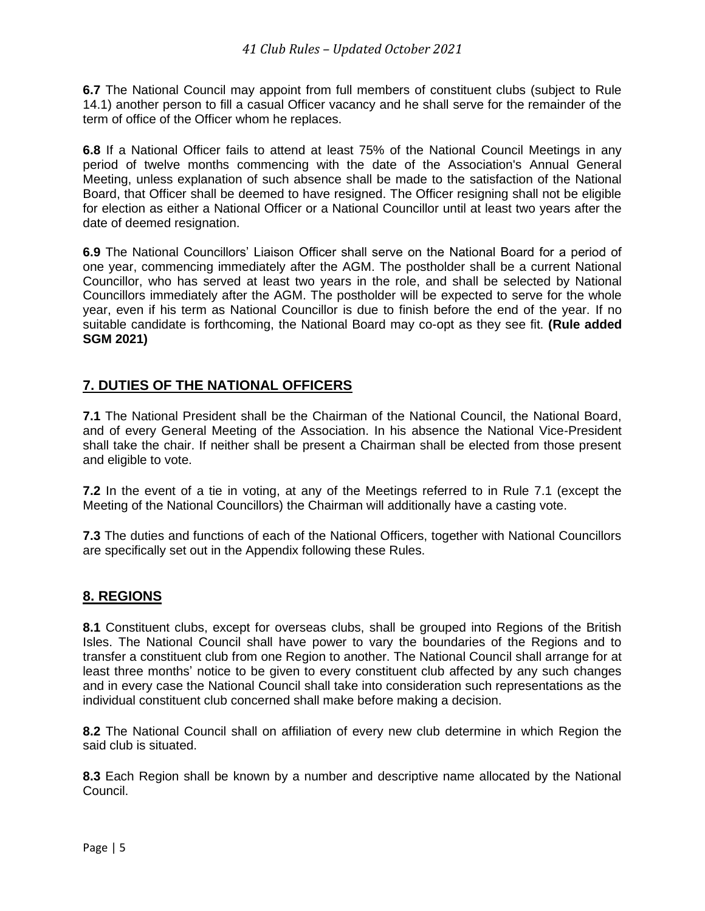**6.7** The National Council may appoint from full members of constituent clubs (subject to Rule 14.1) another person to fill a casual Officer vacancy and he shall serve for the remainder of the term of office of the Officer whom he replaces.

**6.8** If a National Officer fails to attend at least 75% of the National Council Meetings in any period of twelve months commencing with the date of the Association's Annual General Meeting, unless explanation of such absence shall be made to the satisfaction of the National Board, that Officer shall be deemed to have resigned. The Officer resigning shall not be eligible for election as either a National Officer or a National Councillor until at least two years after the date of deemed resignation.

**6.9** The National Councillors' Liaison Officer shall serve on the National Board for a period of one year, commencing immediately after the AGM. The postholder shall be a current National Councillor, who has served at least two years in the role, and shall be selected by National Councillors immediately after the AGM. The postholder will be expected to serve for the whole year, even if his term as National Councillor is due to finish before the end of the year. If no suitable candidate is forthcoming, the National Board may co-opt as they see fit. **(Rule added SGM 2021)**

## 7. DUTIES OF THE NATIONAL OFFICERS

**7.1** The National President shall be the Chairman of the National Council, the National Board, and of every General Meeting of the Association. In his absence the National Vice-President shall take the chair. If neither shall be present a Chairman shall be elected from those present and eligible to vote.

**7.2** In the event of a tie in voting, at any of the Meetings referred to in Rule 7.1 (except the Meeting of the National Councillors) the Chairman will additionally have a casting vote.

**7.3** The duties and functions of each of the National Officers, together with National Councillors are specifically set out in the Appendix following these Rules.

## 8. REGIONS

**8.1** Constituent clubs, except for overseas clubs, shall be grouped into Regions of the British Isles. The National Council shall have power to vary the boundaries of the Regions and to transfer a constituent club from one Region to another. The National Council shall arrange for at least three months' notice to be given to every constituent club affected by any such changes and in every case the National Council shall take into consideration such representations as the individual constituent club concerned shall make before making a decision.

**8.2** The National Council shall on affiliation of every new club determine in which Region the said club is situated.

**8.3** Each Region shall be known by a number and descriptive name allocated by the National Council.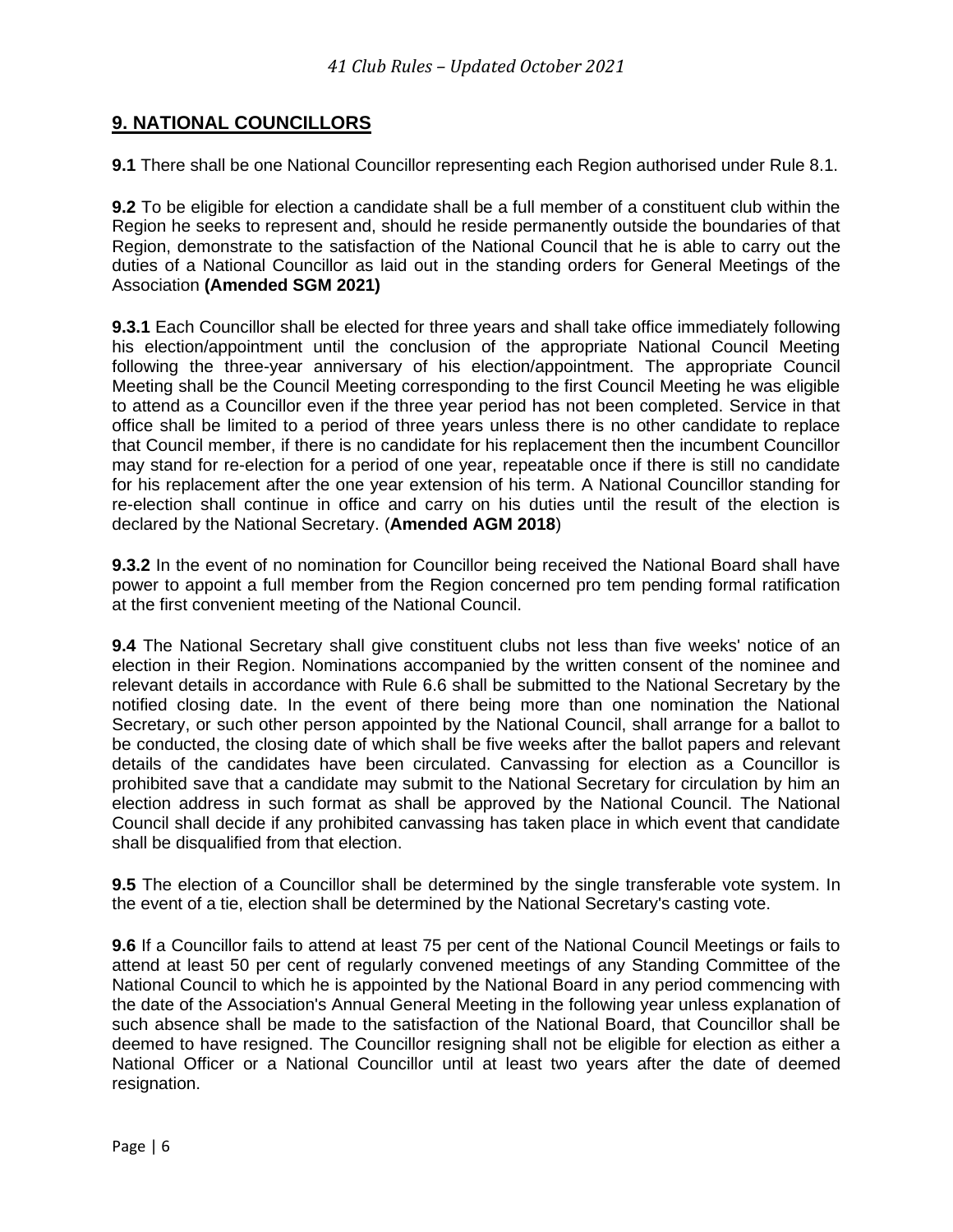## 9. NATIONAL COUNCILLORS

**9.1** There shall be one National Councillor representing each Region authorised under Rule 8.1.

**9.2** To be eligible for election a candidate shall be a full member of a constituent club within the Region he seeks to represent and, should he reside permanently outside the boundaries of that Region, demonstrate to the satisfaction of the National Council that he is able to carry out the duties of a National Councillor as laid out in the standing orders for General Meetings of the Association **(Amended SGM 2021)**

**9.3.1** Each Councillor shall be elected for three years and shall take office immediately following his election/appointment until the conclusion of the appropriate National Council Meeting following the three-year anniversary of his election/appointment. The appropriate Council Meeting shall be the Council Meeting corresponding to the first Council Meeting he was eligible to attend as a Councillor even if the three year period has not been completed. Service in that office shall be limited to a period of three years unless there is no other candidate to replace that Council member, if there is no candidate for his replacement then the incumbent Councillor may stand for re-election for a period of one year, repeatable once if there is still no candidate for his replacement after the one year extension of his term. A National Councillor standing for re-election shall continue in office and carry on his duties until the result of the election is declared by the National Secretary. (**Amended AGM 2018**)

**9.3.2** In the event of no nomination for Councillor being received the National Board shall have power to appoint a full member from the Region concerned pro tem pending formal ratification at the first convenient meeting of the National Council.

**9.4** The National Secretary shall give constituent clubs not less than five weeks' notice of an election in their Region. Nominations accompanied by the written consent of the nominee and relevant details in accordance with Rule 6.6 shall be submitted to the National Secretary by the notified closing date. In the event of there being more than one nomination the National Secretary, or such other person appointed by the National Council, shall arrange for a ballot to be conducted, the closing date of which shall be five weeks after the ballot papers and relevant details of the candidates have been circulated. Canvassing for election as a Councillor is prohibited save that a candidate may submit to the National Secretary for circulation by him an election address in such format as shall be approved by the National Council. The National Council shall decide if any prohibited canvassing has taken place in which event that candidate shall be disqualified from that election.

**9.5** The election of a Councillor shall be determined by the single transferable vote system. In the event of a tie, election shall be determined by the National Secretary's casting vote.

**9.6** If a Councillor fails to attend at least 75 per cent of the National Council Meetings or fails to attend at least 50 per cent of regularly convened meetings of any Standing Committee of the National Council to which he is appointed by the National Board in any period commencing with the date of the Association's Annual General Meeting in the following year unless explanation of such absence shall be made to the satisfaction of the National Board, that Councillor shall be deemed to have resigned. The Councillor resigning shall not be eligible for election as either a National Officer or a National Councillor until at least two years after the date of deemed resignation.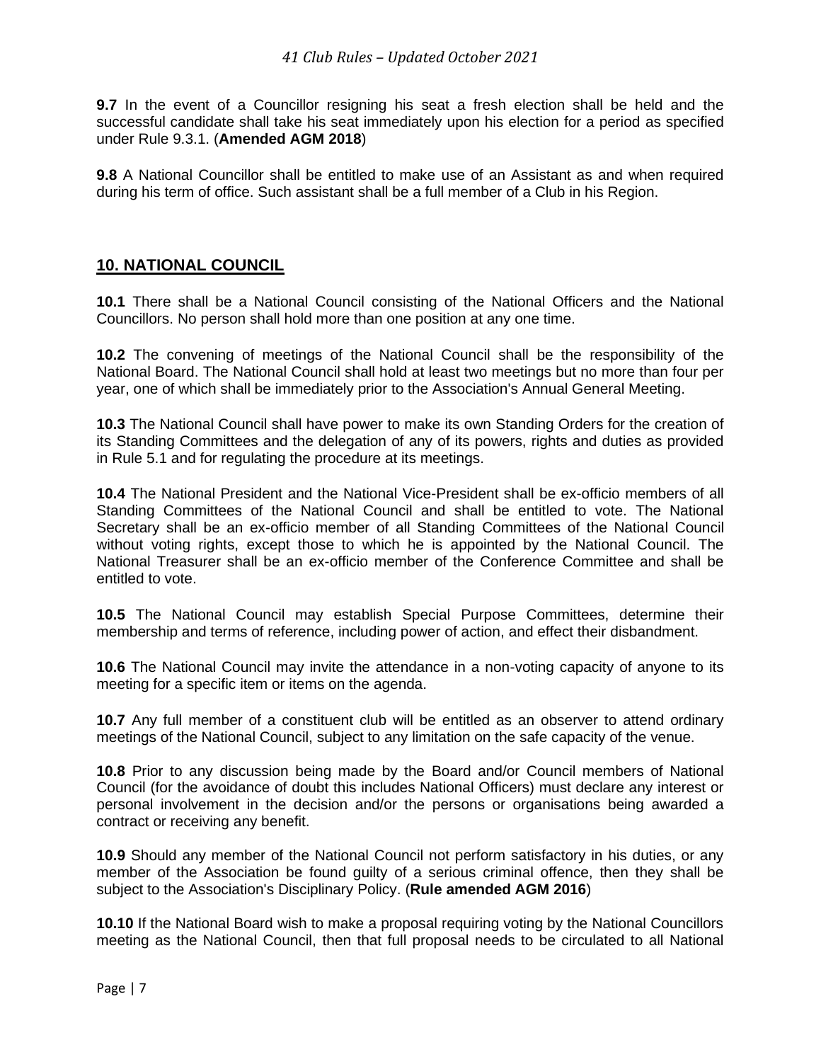**9.7** In the event of a Councillor resigning his seat a fresh election shall be held and the successful candidate shall take his seat immediately upon his election for a period as specified under Rule 9.3.1. (**Amended AGM 2018**)

**9.8** A National Councillor shall be entitled to make use of an Assistant as and when required during his term of office. Such assistant shall be a full member of a Club in his Region.

## 10. NATIONAL COUNCIL

**10.1** There shall be a National Council consisting of the National Officers and the National Councillors. No person shall hold more than one position at any one time.

**10.2** The convening of meetings of the National Council shall be the responsibility of the National Board. The National Council shall hold at least two meetings but no more than four per year, one of which shall be immediately prior to the Association's Annual General Meeting.

**10.3** The National Council shall have power to make its own Standing Orders for the creation of its Standing Committees and the delegation of any of its powers, rights and duties as provided in Rule 5.1 and for regulating the procedure at its meetings.

**10.4** The National President and the National Vice-President shall be ex-officio members of all Standing Committees of the National Council and shall be entitled to vote. The National Secretary shall be an ex-officio member of all Standing Committees of the National Council without voting rights, except those to which he is appointed by the National Council. The National Treasurer shall be an ex-officio member of the Conference Committee and shall be entitled to vote.

**10.5** The National Council may establish Special Purpose Committees, determine their membership and terms of reference, including power of action, and effect their disbandment.

**10.6** The National Council may invite the attendance in a non-voting capacity of anyone to its meeting for a specific item or items on the agenda.

**10.7** Any full member of a constituent club will be entitled as an observer to attend ordinary meetings of the National Council, subject to any limitation on the safe capacity of the venue.

**10.8** Prior to any discussion being made by the Board and/or Council members of National Council (for the avoidance of doubt this includes National Officers) must declare any interest or personal involvement in the decision and/or the persons or organisations being awarded a contract or receiving any benefit.

**10.9** Should any member of the National Council not perform satisfactory in his duties, or any member of the Association be found guilty of a serious criminal offence, then they shall be subject to the Association's Disciplinary Policy. (**Rule amended AGM 2016**)

**10.10** If the National Board wish to make a proposal requiring voting by the National Councillors meeting as the National Council, then that full proposal needs to be circulated to all National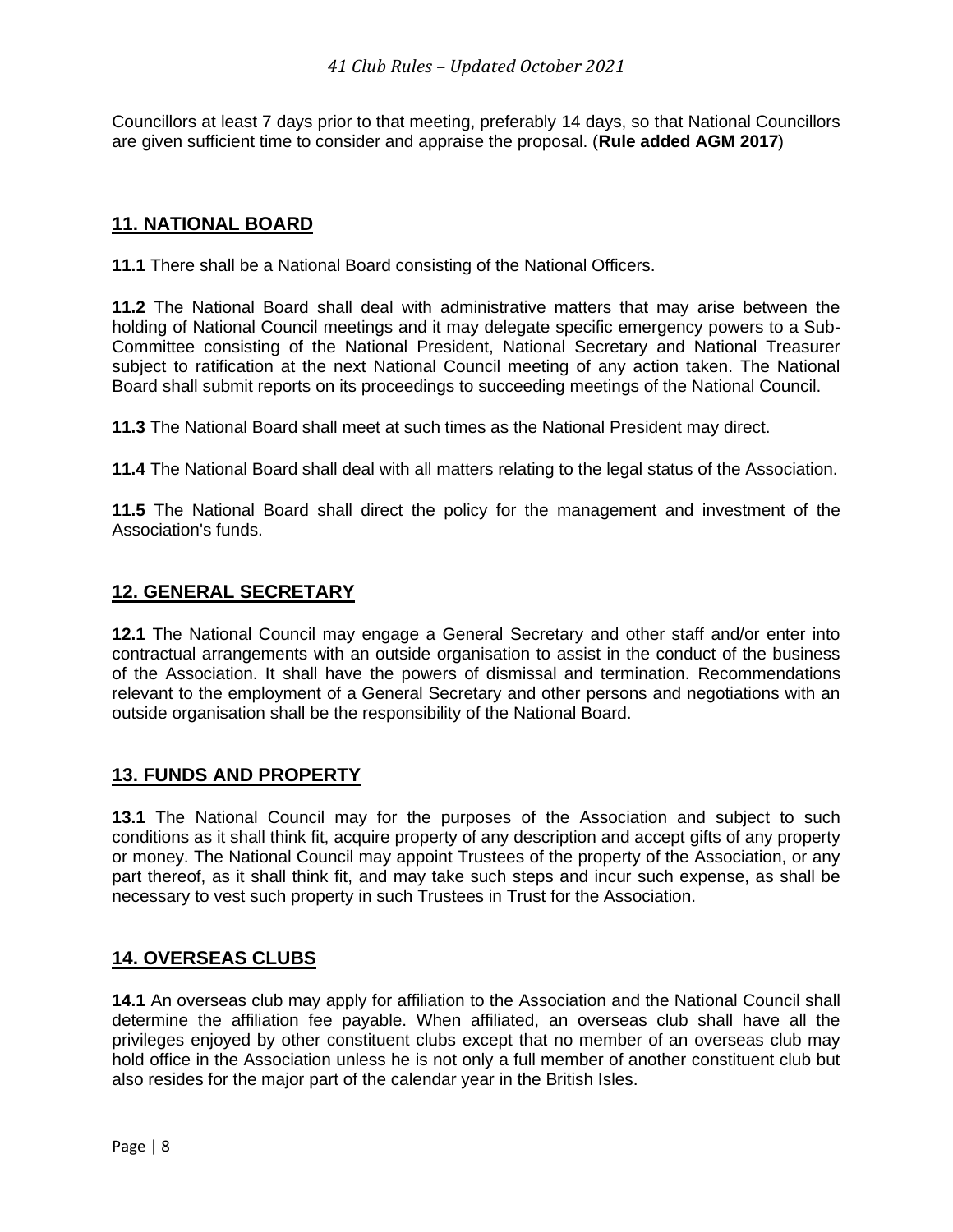Councillors at least 7 days prior to that meeting, preferably 14 days, so that National Councillors are given sufficient time to consider and appraise the proposal. (**Rule added AGM 2017**)

## 11. NATIONAL BOARD

**11.1** There shall be a National Board consisting of the National Officers.

**11.2** The National Board shall deal with administrative matters that may arise between the holding of National Council meetings and it may delegate specific emergency powers to a Sub-Committee consisting of the National President, National Secretary and National Treasurer subject to ratification at the next National Council meeting of any action taken. The National Board shall submit reports on its proceedings to succeeding meetings of the National Council.

**11.3** The National Board shall meet at such times as the National President may direct.

**11.4** The National Board shall deal with all matters relating to the legal status of the Association.

**11.5** The National Board shall direct the policy for the management and investment of the Association's funds.

## 12. GENERAL SECRETARY

**12.1** The National Council may engage a General Secretary and other staff and/or enter into contractual arrangements with an outside organisation to assist in the conduct of the business of the Association. It shall have the powers of dismissal and termination. Recommendations relevant to the employment of a General Secretary and other persons and negotiations with an outside organisation shall be the responsibility of the National Board.

## 13. FUNDS AND PROPERTY

**13.1** The National Council may for the purposes of the Association and subject to such conditions as it shall think fit, acquire property of any description and accept gifts of any property or money. The National Council may appoint Trustees of the property of the Association, or any part thereof, as it shall think fit, and may take such steps and incur such expense, as shall be necessary to vest such property in such Trustees in Trust for the Association.

## 14. OVERSEAS CLUBS

**14.1** An overseas club may apply for affiliation to the Association and the National Council shall determine the affiliation fee payable. When affiliated, an overseas club shall have all the privileges enjoyed by other constituent clubs except that no member of an overseas club may hold office in the Association unless he is not only a full member of another constituent club but also resides for the major part of the calendar year in the British Isles.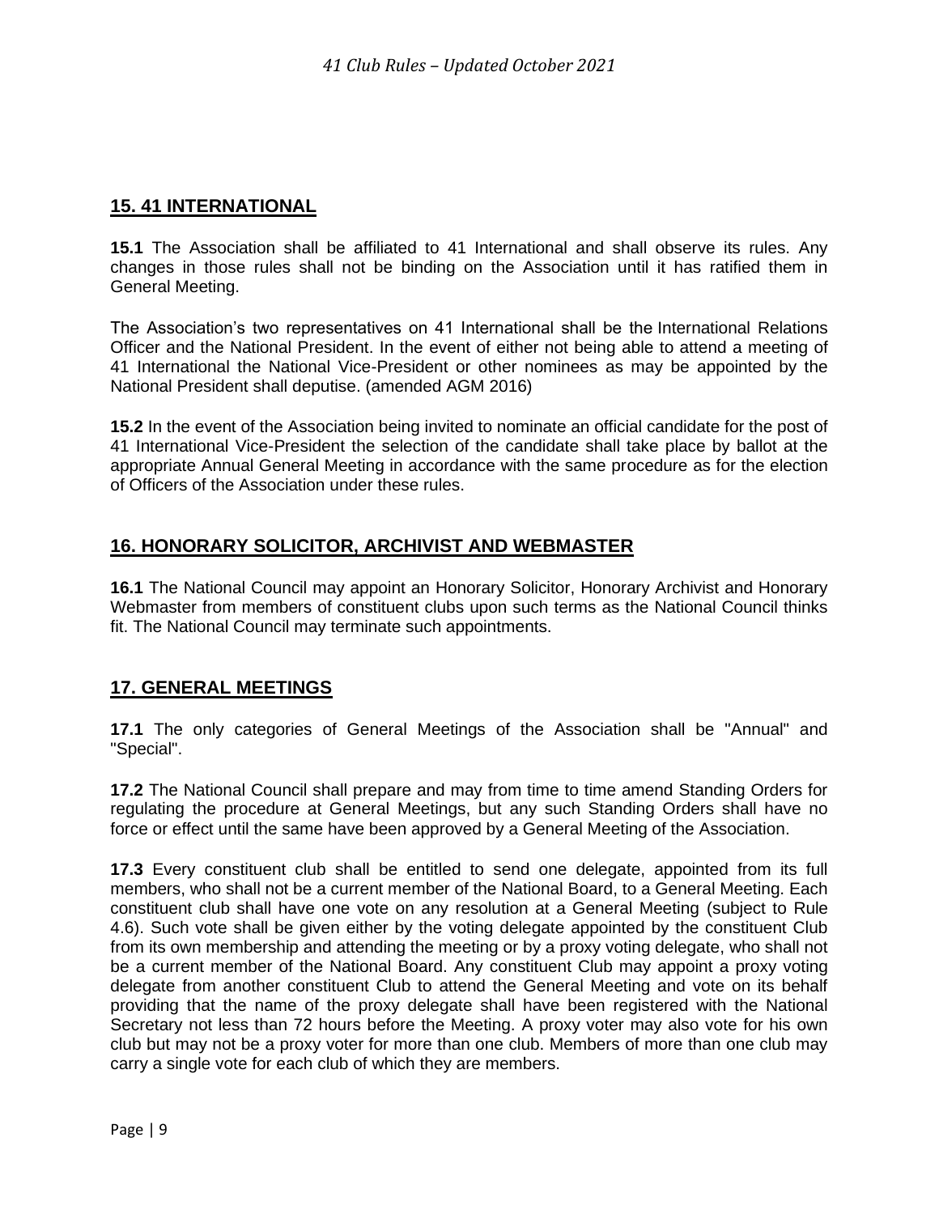## 15. 41 INTERNATIONAL

**15.1** The Association shall be affiliated to 41 International and shall observe its rules. Any changes in those rules shall not be binding on the Association until it has ratified them in General Meeting.

The Association's two representatives on 41 International shall be the International Relations Officer and the National President. In the event of either not being able to attend a meeting of 41 International the National Vice-President or other nominees as may be appointed by the National President shall deputise. (amended AGM 2016)

**15.2** In the event of the Association being invited to nominate an official candidate for the post of 41 International Vice-President the selection of the candidate shall take place by ballot at the appropriate Annual General Meeting in accordance with the same procedure as for the election of Officers of the Association under these rules.

## 16. HONORARY SOLICITOR, ARCHIVIST AND WEBMASTER

**16.1** The National Council may appoint an Honorary Solicitor, Honorary Archivist and Honorary Webmaster from members of constituent clubs upon such terms as the National Council thinks fit. The National Council may terminate such appointments.

## 17. GENERAL MEETINGS

**17.1** The only categories of General Meetings of the Association shall be "Annual" and "Special".

**17.2** The National Council shall prepare and may from time to time amend Standing Orders for regulating the procedure at General Meetings, but any such Standing Orders shall have no force or effect until the same have been approved by a General Meeting of the Association.

**17.3** Every constituent club shall be entitled to send one delegate, appointed from its full members, who shall not be a current member of the National Board, to a General Meeting. Each constituent club shall have one vote on any resolution at a General Meeting (subject to Rule 4.6). Such vote shall be given either by the voting delegate appointed by the constituent Club from its own membership and attending the meeting or by a proxy voting delegate, who shall not be a current member of the National Board. Any constituent Club may appoint a proxy voting delegate from another constituent Club to attend the General Meeting and vote on its behalf providing that the name of the proxy delegate shall have been registered with the National Secretary not less than 72 hours before the Meeting. A proxy voter may also vote for his own club but may not be a proxy voter for more than one club. Members of more than one club may carry a single vote for each club of which they are members.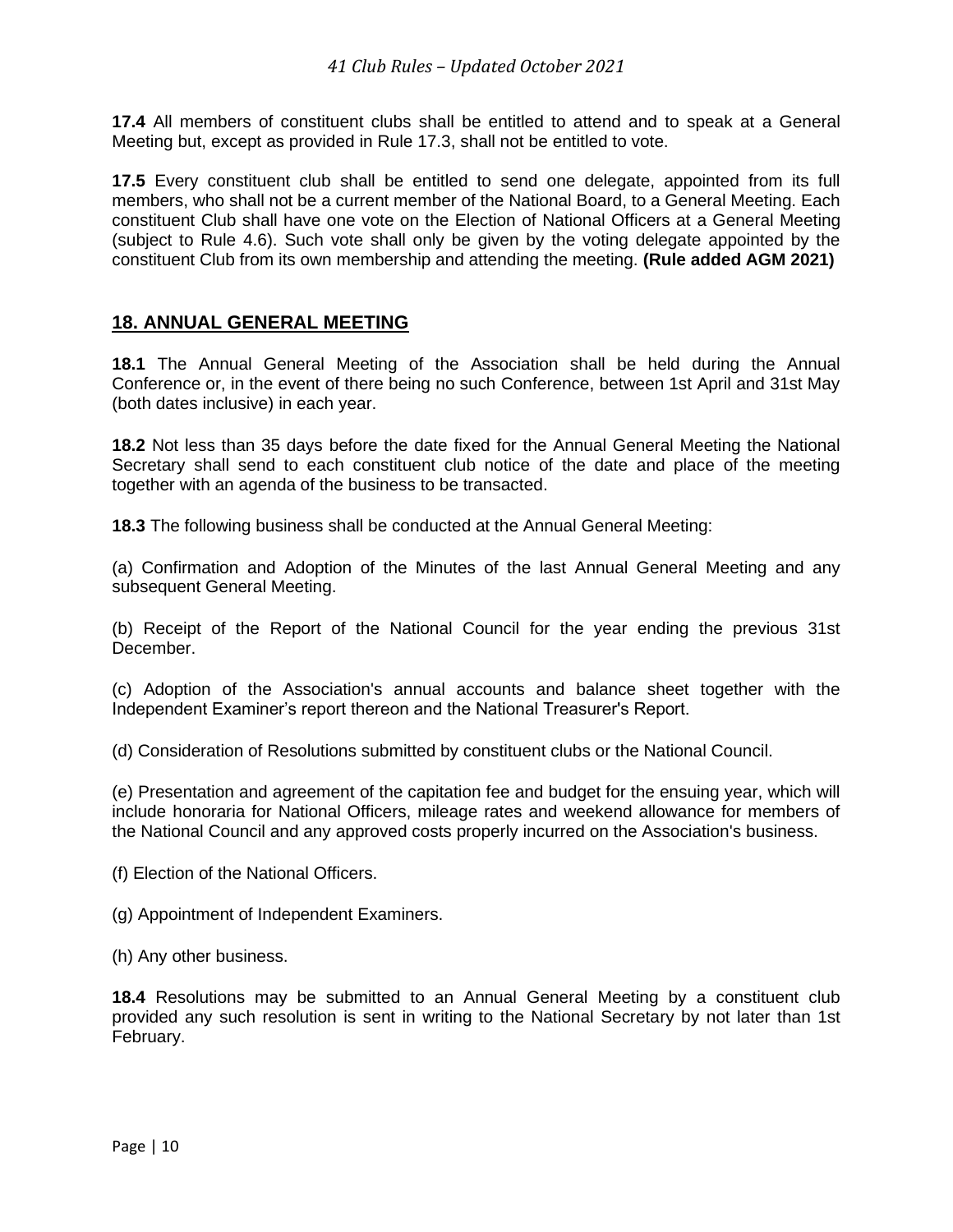**17.4** All members of constituent clubs shall be entitled to attend and to speak at a General Meeting but, except as provided in Rule 17.3, shall not be entitled to vote.

**17.5** Every constituent club shall be entitled to send one delegate, appointed from its full members, who shall not be a current member of the National Board, to a General Meeting. Each constituent Club shall have one vote on the Election of National Officers at a General Meeting (subject to Rule 4.6). Such vote shall only be given by the voting delegate appointed by the constituent Club from its own membership and attending the meeting. **(Rule added AGM 2021)**

## 18. ANNUAL GENERAL MEETING

**18.1** The Annual General Meeting of the Association shall be held during the Annual Conference or, in the event of there being no such Conference, between 1st April and 31st May (both dates inclusive) in each year.

**18.2** Not less than 35 days before the date fixed for the Annual General Meeting the National Secretary shall send to each constituent club notice of the date and place of the meeting together with an agenda of the business to be transacted.

**18.3** The following business shall be conducted at the Annual General Meeting:

(a) Confirmation and Adoption of the Minutes of the last Annual General Meeting and any subsequent General Meeting.

(b) Receipt of the Report of the National Council for the year ending the previous 31st December.

(c) Adoption of the Association's annual accounts and balance sheet together with the Independent Examiner's report thereon and the National Treasurer's Report.

(d) Consideration of Resolutions submitted by constituent clubs or the National Council.

(e) Presentation and agreement of the capitation fee and budget for the ensuing year, which will include honoraria for National Officers, mileage rates and weekend allowance for members of the National Council and any approved costs properly incurred on the Association's business.

(f) Election of the National Officers.

(g) Appointment of Independent Examiners.

(h) Any other business.

**18.4** Resolutions may be submitted to an Annual General Meeting by a constituent club provided any such resolution is sent in writing to the National Secretary by not later than 1st February.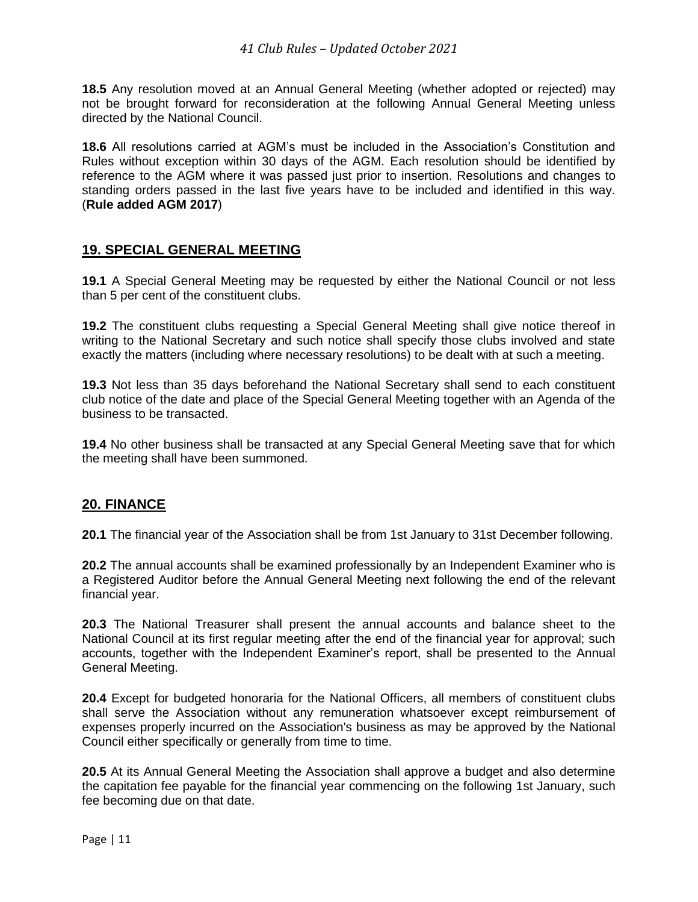**18.5** Any resolution moved at an Annual General Meeting (whether adopted or rejected) may not be brought forward for reconsideration at the following Annual General Meeting unless directed by the National Council.

**18.6** All resolutions carried at AGM's must be included in the Association's Constitution and Rules without exception within 30 days of the AGM. Each resolution should be identified by reference to the AGM where it was passed just prior to insertion. Resolutions and changes to standing orders passed in the last five years have to be included and identified in this way. (**Rule added AGM 2017**)

## 19. SPECIAL GENERAL MEETING

**19.1** A Special General Meeting may be requested by either the National Council or not less than 5 per cent of the constituent clubs.

**19.2** The constituent clubs requesting a Special General Meeting shall give notice thereof in writing to the National Secretary and such notice shall specify those clubs involved and state exactly the matters (including where necessary resolutions) to be dealt with at such a meeting.

**19.3** Not less than 35 days beforehand the National Secretary shall send to each constituent club notice of the date and place of the Special General Meeting together with an Agenda of the business to be transacted.

**19.4** No other business shall be transacted at any Special General Meeting save that for which the meeting shall have been summoned.

## 20. FINANCE

**20.1** The financial year of the Association shall be from 1st January to 31st December following.

**20.2** The annual accounts shall be examined professionally by an Independent Examiner who is a Registered Auditor before the Annual General Meeting next following the end of the relevant financial year.

**20.3** The National Treasurer shall present the annual accounts and balance sheet to the National Council at its first regular meeting after the end of the financial year for approval; such accounts, together with the Independent Examiner's report, shall be presented to the Annual General Meeting.

**20.4** Except for budgeted honoraria for the National Officers, all members of constituent clubs shall serve the Association without any remuneration whatsoever except reimbursement of expenses properly incurred on the Association's business as may be approved by the National Council either specifically or generally from time to time.

**20.5** At its Annual General Meeting the Association shall approve a budget and also determine the capitation fee payable for the financial year commencing on the following 1st January, such fee becoming due on that date.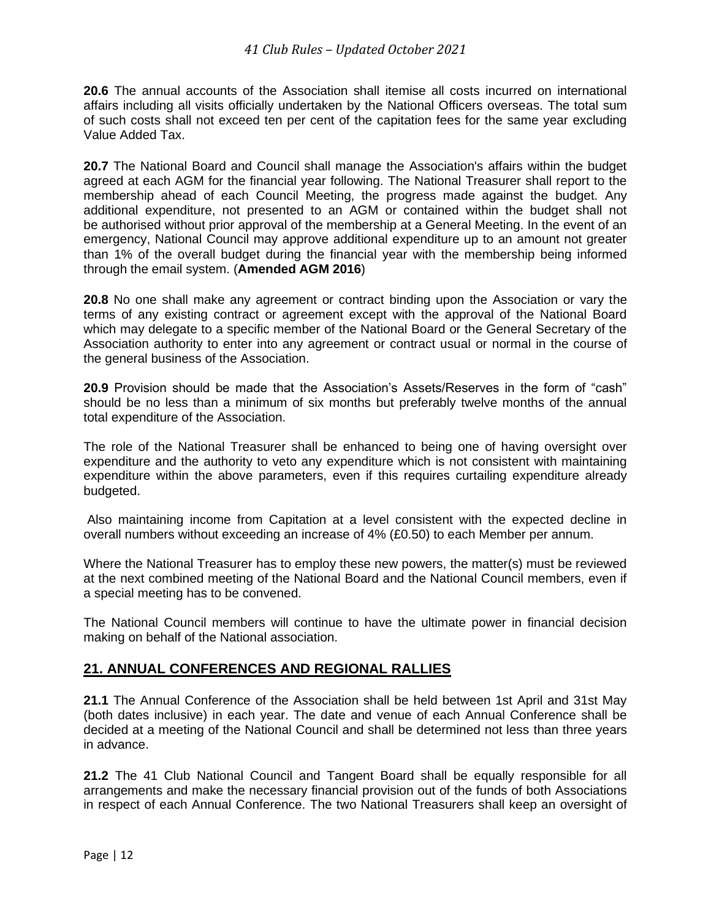**20.6** The annual accounts of the Association shall itemise all costs incurred on international affairs including all visits officially undertaken by the National Officers overseas. The total sum of such costs shall not exceed ten per cent of the capitation fees for the same year excluding Value Added Tax.

**20.7** The National Board and Council shall manage the Association's affairs within the budget agreed at each AGM for the financial year following. The National Treasurer shall report to the membership ahead of each Council Meeting, the progress made against the budget. Any additional expenditure, not presented to an AGM or contained within the budget shall not be authorised without prior approval of the membership at a General Meeting. In the event of an emergency, National Council may approve additional expenditure up to an amount not greater than 1% of the overall budget during the financial year with the membership being informed through the email system. (**Amended AGM 2016**)

**20.8** No one shall make any agreement or contract binding upon the Association or vary the terms of any existing contract or agreement except with the approval of the National Board which may delegate to a specific member of the National Board or the General Secretary of the Association authority to enter into any agreement or contract usual or normal in the course of the general business of the Association.

**20.9** Provision should be made that the Association's Assets/Reserves in the form of "cash" should be no less than a minimum of six months but preferably twelve months of the annual total expenditure of the Association.

The role of the National Treasurer shall be enhanced to being one of having oversight over expenditure and the authority to veto any expenditure which is not consistent with maintaining expenditure within the above parameters, even if this requires curtailing expenditure already budgeted.

Also maintaining income from Capitation at a level consistent with the expected decline in overall numbers without exceeding an increase of 4% (£0.50) to each Member per annum.

Where the National Treasurer has to employ these new powers, the matter(s) must be reviewed at the next combined meeting of the National Board and the National Council members, even if a special meeting has to be convened.

The National Council members will continue to have the ultimate power in financial decision making on behalf of the National association.

## 21. ANNUAL CONFERENCES AND REGIONAL RALLIES

**21.1** The Annual Conference of the Association shall be held between 1st April and 31st May (both dates inclusive) in each year. The date and venue of each Annual Conference shall be decided at a meeting of the National Council and shall be determined not less than three years in advance.

**21.2** The 41 Club National Council and Tangent Board shall be equally responsible for all arrangements and make the necessary financial provision out of the funds of both Associations in respect of each Annual Conference. The two National Treasurers shall keep an oversight of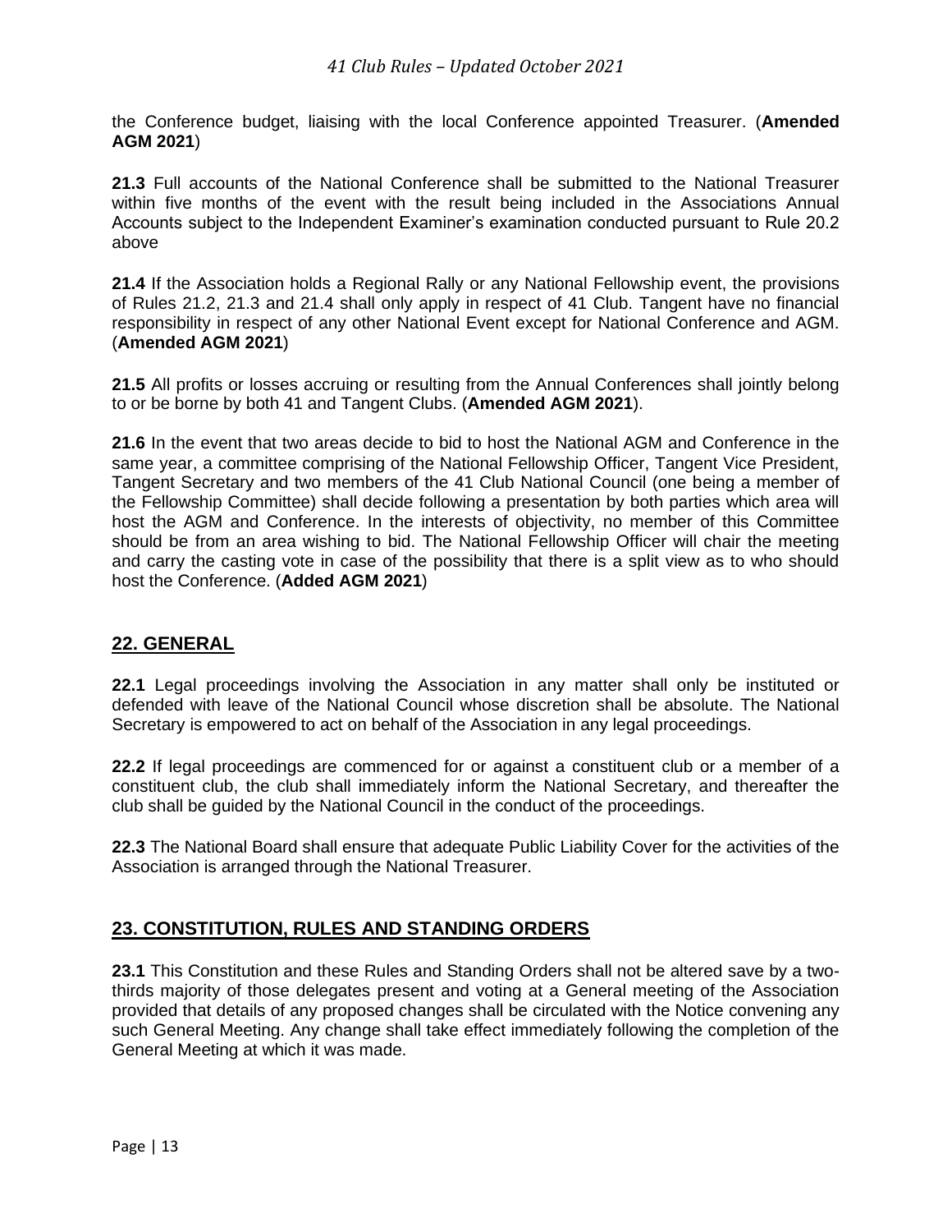the Conference budget, liaising with the local Conference appointed Treasurer. (**Amended AGM 2021**)

**21.3** Full accounts of the National Conference shall be submitted to the National Treasurer within five months of the event with the result being included in the Associations Annual Accounts subject to the Independent Examiner's examination conducted pursuant to Rule 20.2 above

**21.4** If the Association holds a Regional Rally or any National Fellowship event, the provisions of Rules 21.2, 21.3 and 21.4 shall only apply in respect of 41 Club. Tangent have no financial responsibility in respect of any other National Event except for National Conference and AGM. (**Amended AGM 2021**)

**21.5** All profits or losses accruing or resulting from the Annual Conferences shall jointly belong to or be borne by both 41 and Tangent Clubs. (**Amended AGM 2021**).

**21.6** In the event that two areas decide to bid to host the National AGM and Conference in the same year, a committee comprising of the National Fellowship Officer, Tangent Vice President, Tangent Secretary and two members of the 41 Club National Council (one being a member of the Fellowship Committee) shall decide following a presentation by both parties which area will host the AGM and Conference. In the interests of objectivity, no member of this Committee should be from an area wishing to bid. The National Fellowship Officer will chair the meeting and carry the casting vote in case of the possibility that there is a split view as to who should host the Conference. (**Added AGM 2021**)

## 22. GENERAL

**22.1** Legal proceedings involving the Association in any matter shall only be instituted or defended with leave of the National Council whose discretion shall be absolute. The National Secretary is empowered to act on behalf of the Association in any legal proceedings.

**22.2** If legal proceedings are commenced for or against a constituent club or a member of a constituent club, the club shall immediately inform the National Secretary, and thereafter the club shall be guided by the National Council in the conduct of the proceedings.

**22.3** The National Board shall ensure that adequate Public Liability Cover for the activities of the Association is arranged through the National Treasurer.

## 23. CONSTITUTION, RULES AND STANDING ORDERS

**23.1** This Constitution and these Rules and Standing Orders shall not be altered save by a two-thirds majority of those delegates present and voting at a General meeting of the Association provided that details of any proposed changes shall be circulated with the Notice convening any such General Meeting. Any change shall take effect immediately following the completion of the General Meeting at which it was made.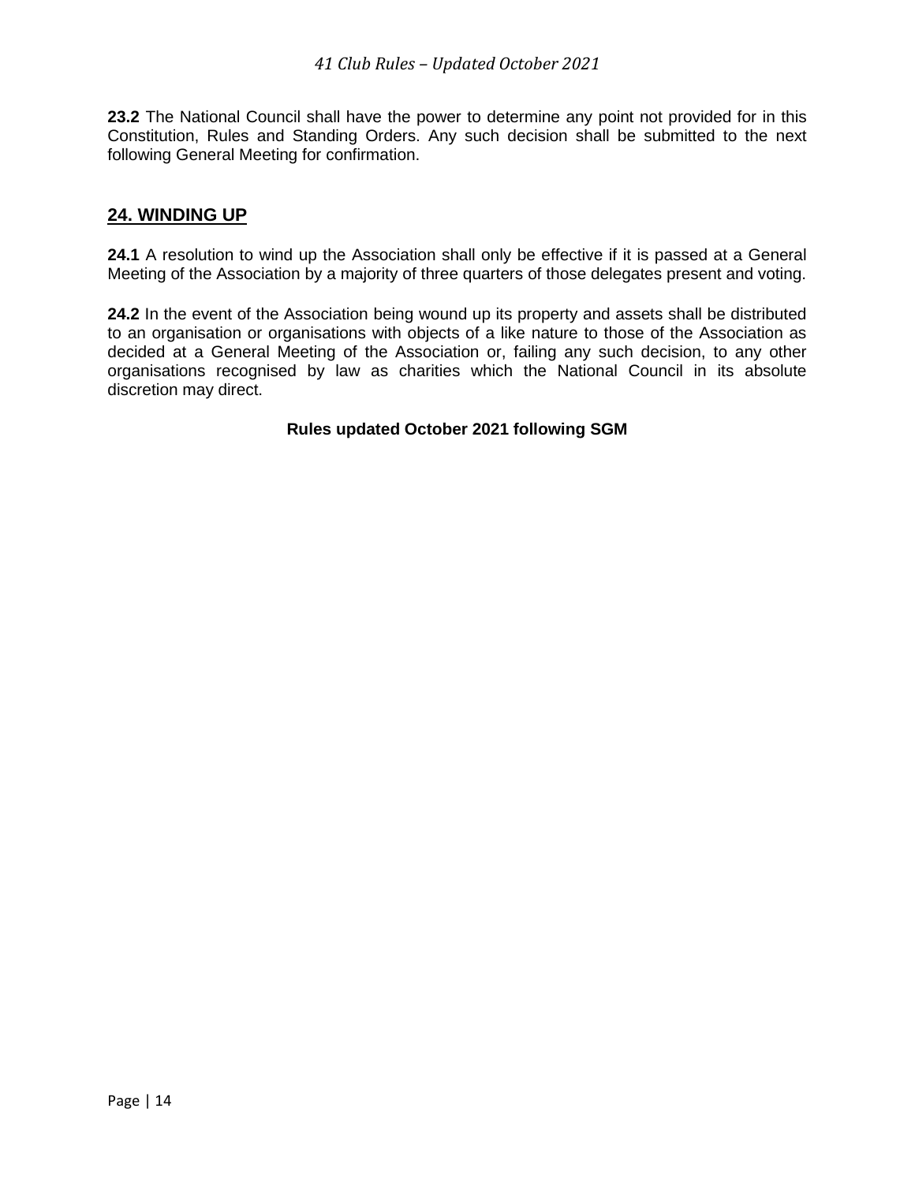**23.2** The National Council shall have the power to determine any point not provided for in this Constitution, Rules and Standing Orders. Any such decision shall be submitted to the next following General Meeting for confirmation.

## 24. WINDING UP

**24.1** A resolution to wind up the Association shall only be effective if it is passed at a General Meeting of the Association by a majority of three quarters of those delegates present and voting.

**24.2** In the event of the Association being wound up its property and assets shall be distributed to an organisation or organisations with objects of a like nature to those of the Association as decided at a General Meeting of the Association or, failing any such decision, to any other organisations recognised by law as charities which the National Council in its absolute discretion may direct.

**Rules updated October 2021 following SGM**